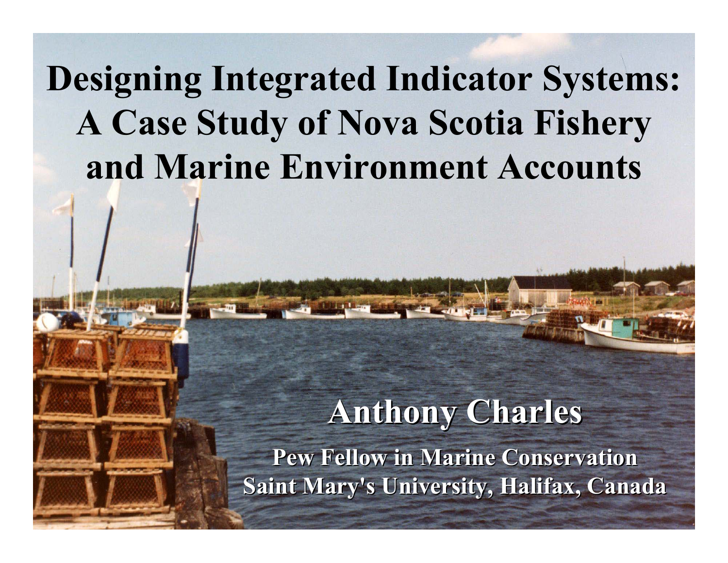# Designing Integrated Indicator Systems: A Case Study of Nova Scotia Fishery and Marine Environment Accounts

**Anthony Charles**

**Pew Fellow in Marine Conservation**
**Saint Mary's University, Halifax, Canada**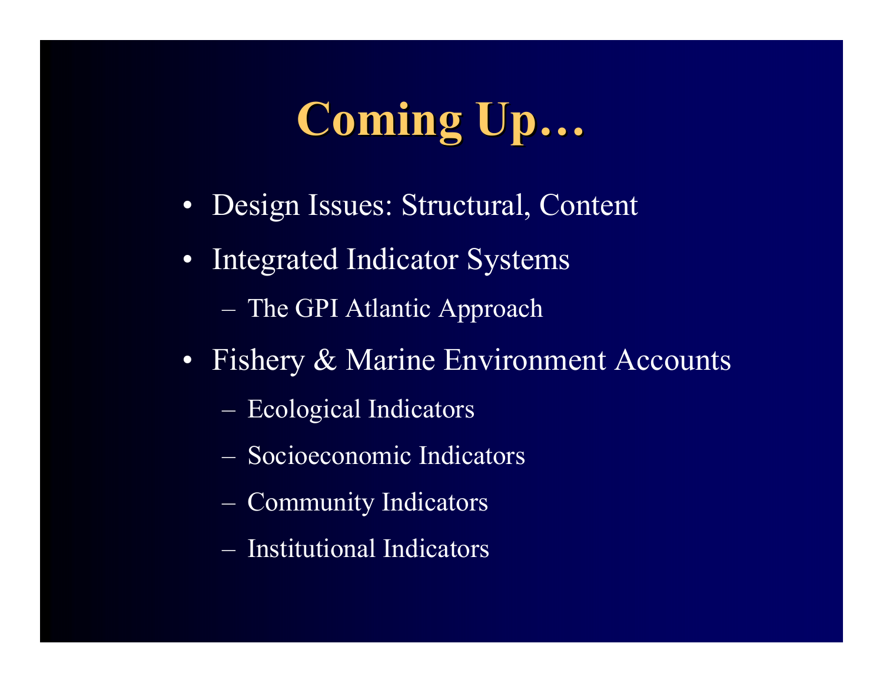# Coming Up…

- Design Issues: Structural, Content
- Integrated Indicator Systems
  - The GPI Atlantic Approach
- Fishery & Marine Environment Accounts
  - Ecological Indicators
  - Socioeconomic Indicators
  - Community Indicators
  - Institutional Indicators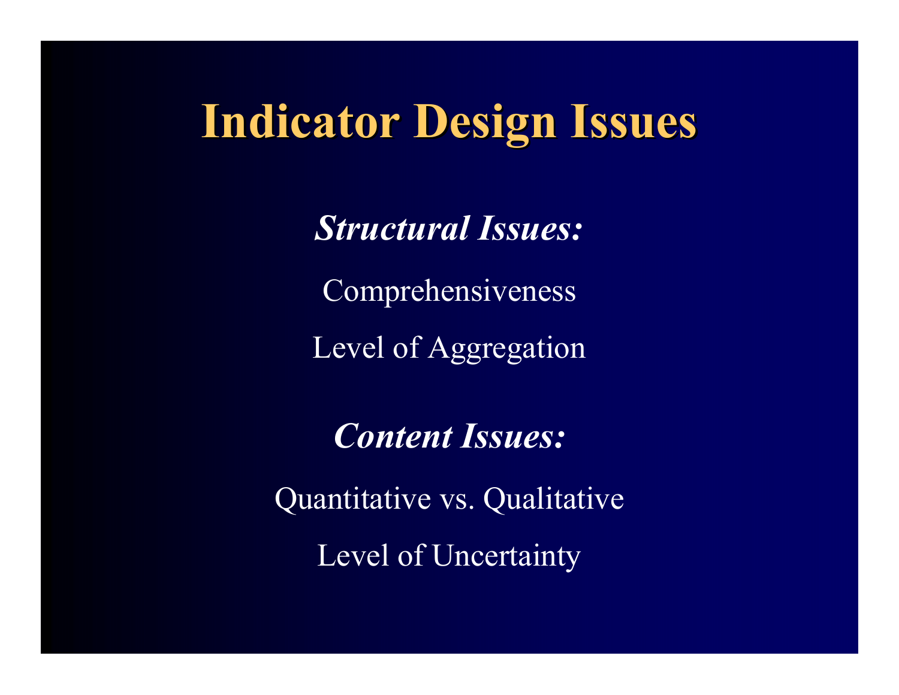# Indicator Design Issues

***Structural Issues:***

Comprehensiveness

Level of Aggregation

***Content Issues:***

Quantitative vs. Qualitative

Level of Uncertainty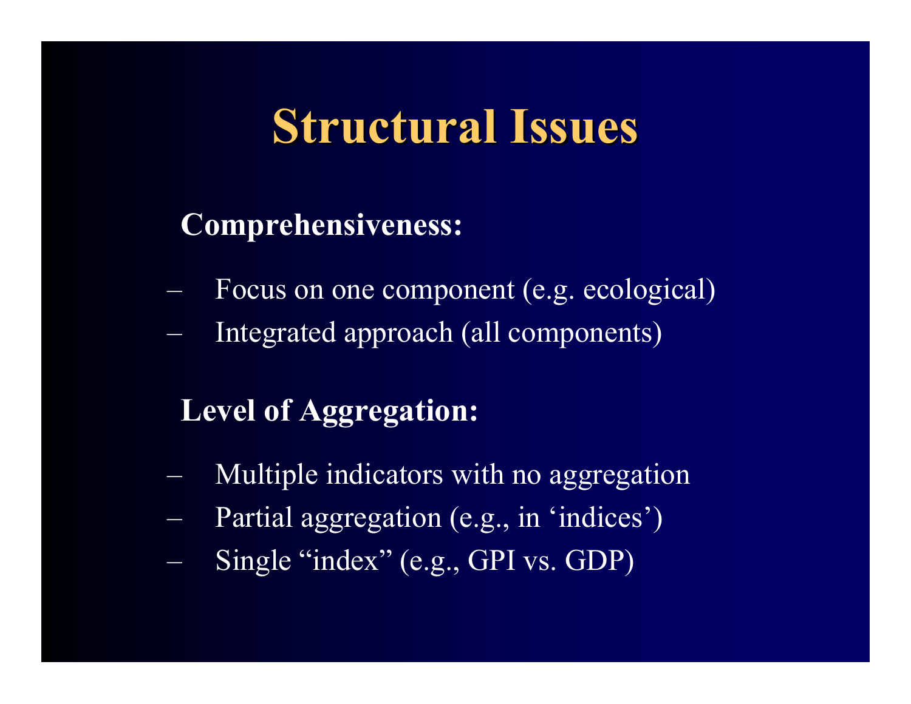# Structural Issues

**Comprehensiveness:**

- Focus on one component (e.g. ecological)
- Integrated approach (all components)

**Level of Aggregation:**

- Multiple indicators with no aggregation
- Partial aggregation (e.g., in 'indices')
- Single "index" (e.g., GPI vs. GDP)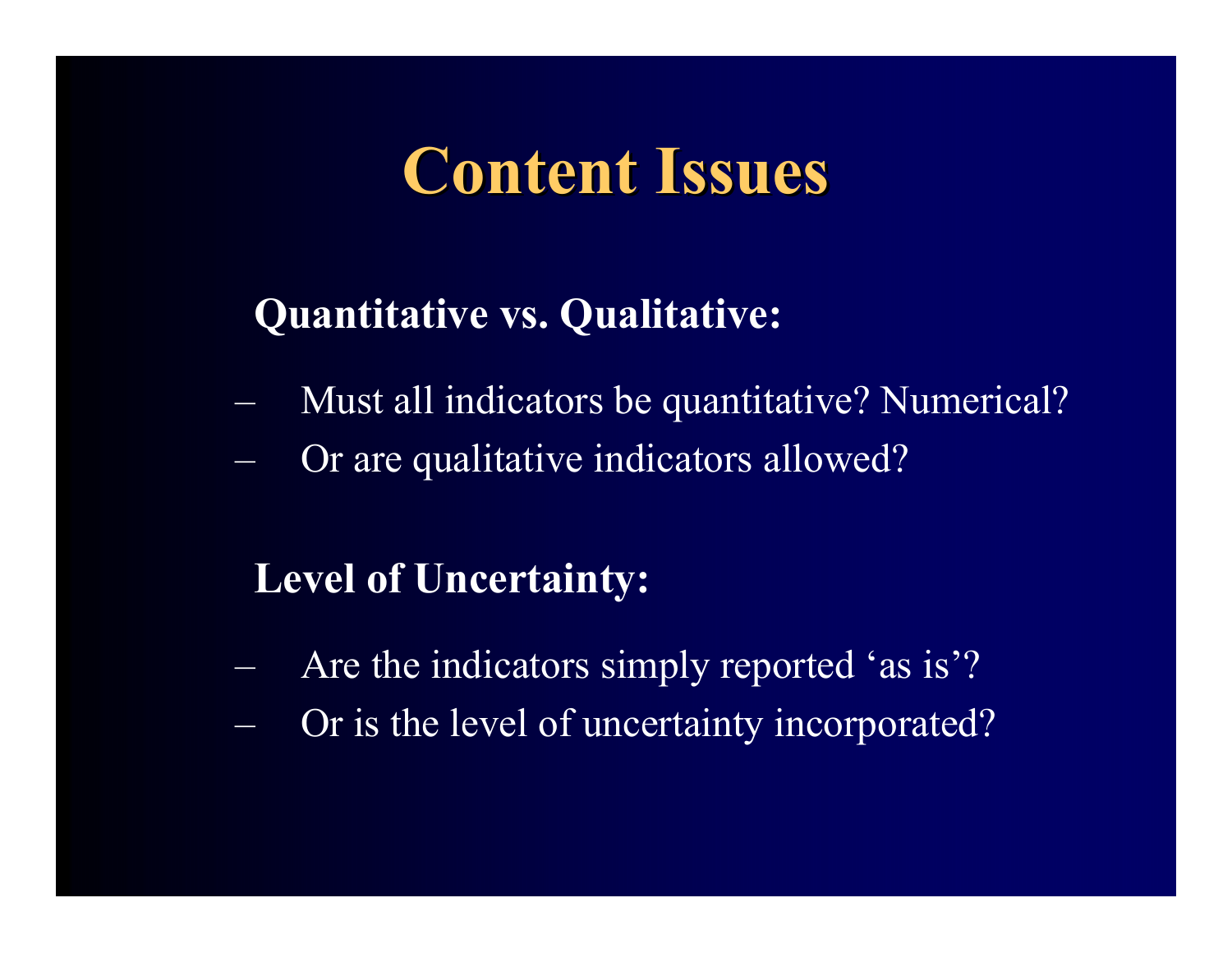# Content Issues

**Quantitative vs. Qualitative:**

- Must all indicators be quantitative? Numerical?
- Or are qualitative indicators allowed?

**Level of Uncertainty:**

- Are the indicators simply reported ‘as is’?
- Or is the level of uncertainty incorporated?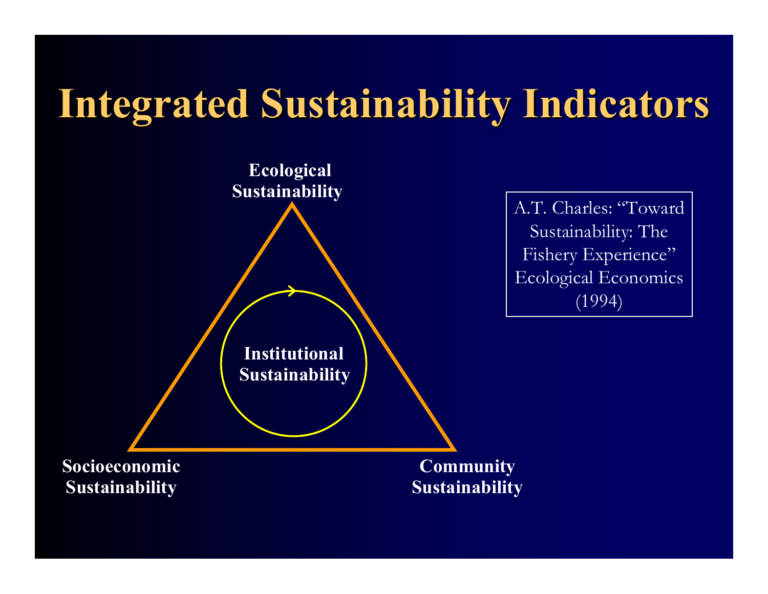# Integrated Sustainability Indicators

Ecological Sustainability

Institutional Sustainability

Socioeconomic Sustainability

Community Sustainability

A.T. Charles: "Toward Sustainability: The Fishery Experience" Ecological Economics (1994)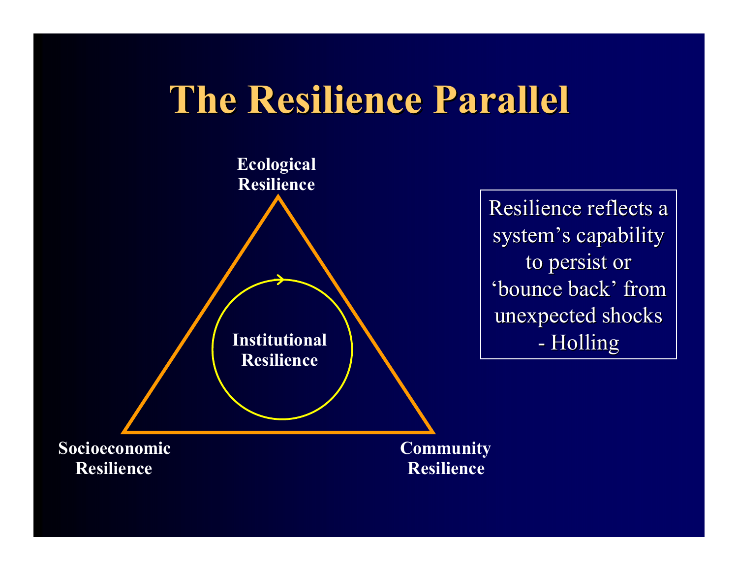# The Resilience Parallel

Ecological Resilience

Institutional Resilience

Socioeconomic Resilience

Community Resilience

Resilience reflects a system's capability to persist or 'bounce back' from unexpected shocks
- Holling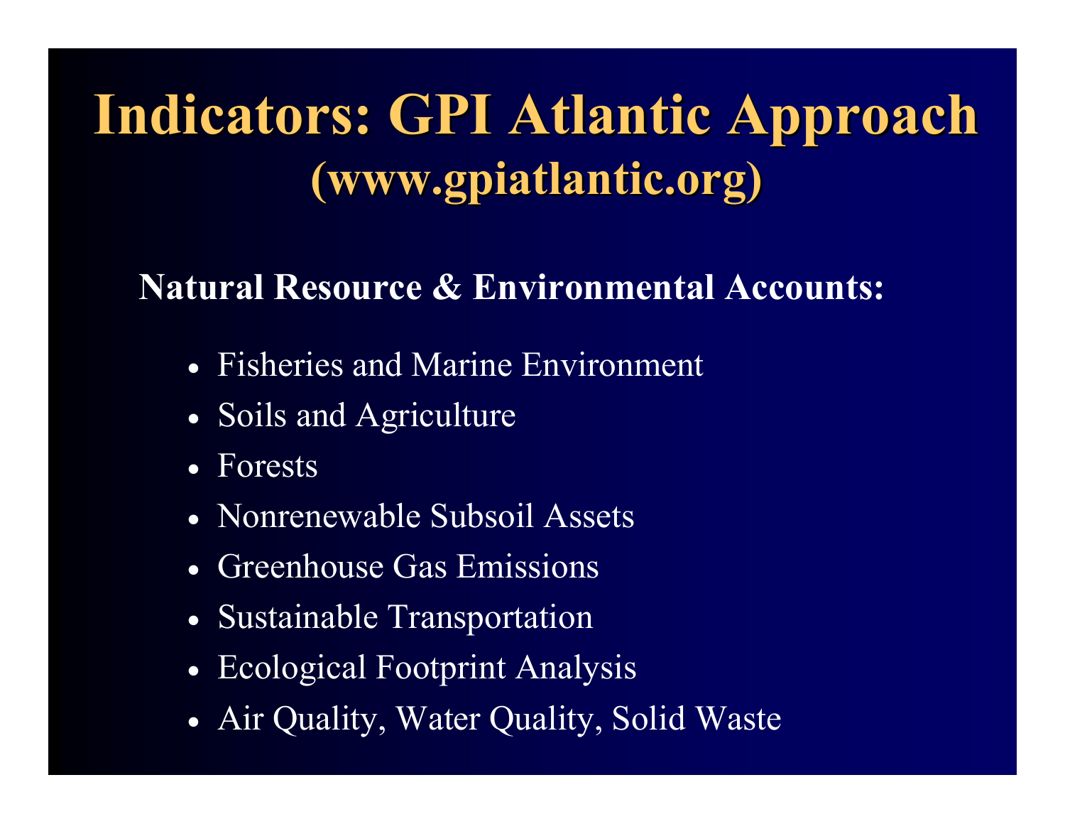# Indicators: GPI Atlantic Approach
## (www.gpiatlantic.org)

**Natural Resource & Environmental Accounts:**

- Fisheries and Marine Environment
- Soils and Agriculture
- Forests
- Nonrenewable Subsoil Assets
- Greenhouse Gas Emissions
- Sustainable Transportation
- Ecological Footprint Analysis
- Air Quality, Water Quality, Solid Waste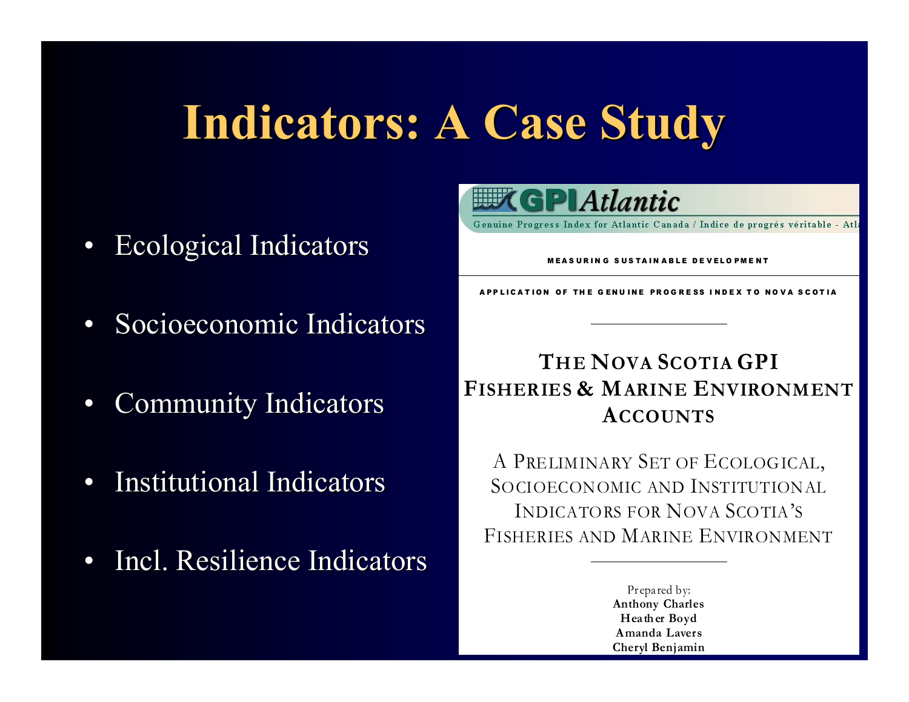# Indicators: A Case Study

- Ecological Indicators
- Socioeconomic Indicators
- Community Indicators
- Institutional Indicators
- Incl. Resilience Indicators

GPI*Atlantic*

Genuine Progress Index for Atlantic Canada / Indice de progrés véritable - Atl

MEASURING SUSTAINABLE DEVELOPMENT

APPLICATION OF THE GENUINE PROGRESS INDEX TO NOVA SCOTIA

**THE NOVA SCOTIA GPI FISHERIES & MARINE ENVIRONMENT ACCOUNTS**

A PRELIMINARY SET OF ECOLOGICAL, SOCIOECONOMIC AND INSTITUTIONAL INDICATORS FOR NOVA SCOTIA'S FISHERIES AND MARINE ENVIRONMENT

Prepared by:
**Anthony Charles**
**Heather Boyd**
**Amanda Lavers**
**Cheryl Benjamin**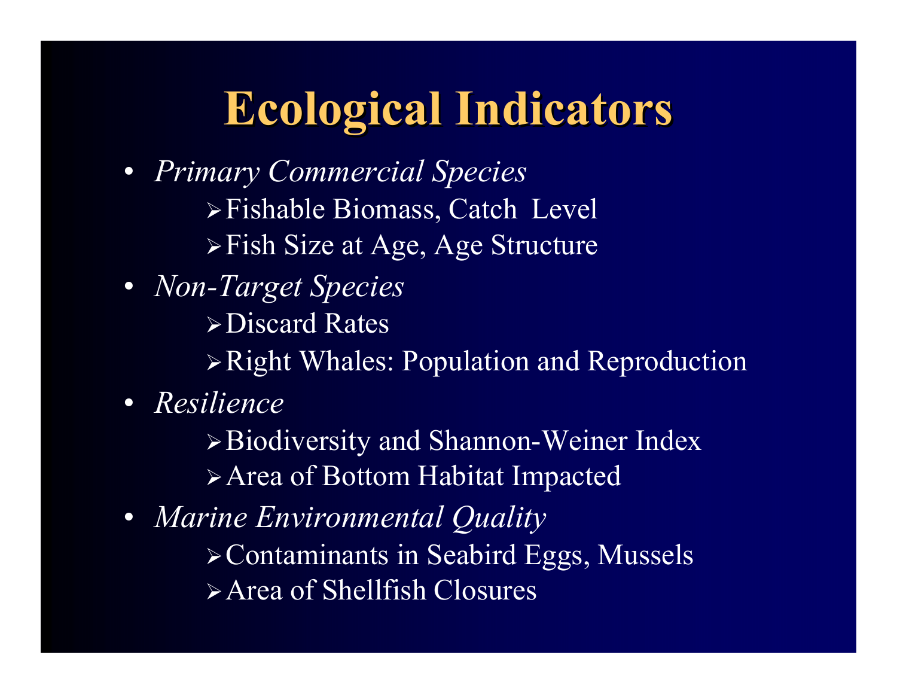# Ecological Indicators

- *Primary Commercial Species*
  - Fishable Biomass, Catch Level
  - Fish Size at Age, Age Structure
- *Non-Target Species*
  - Discard Rates
  - Right Whales: Population and Reproduction
- *Resilience*
  - Biodiversity and Shannon-Weiner Index
  - Area of Bottom Habitat Impacted
- *Marine Environmental Quality*
  - Contaminants in Seabird Eggs, Mussels
  - Area of Shellfish Closures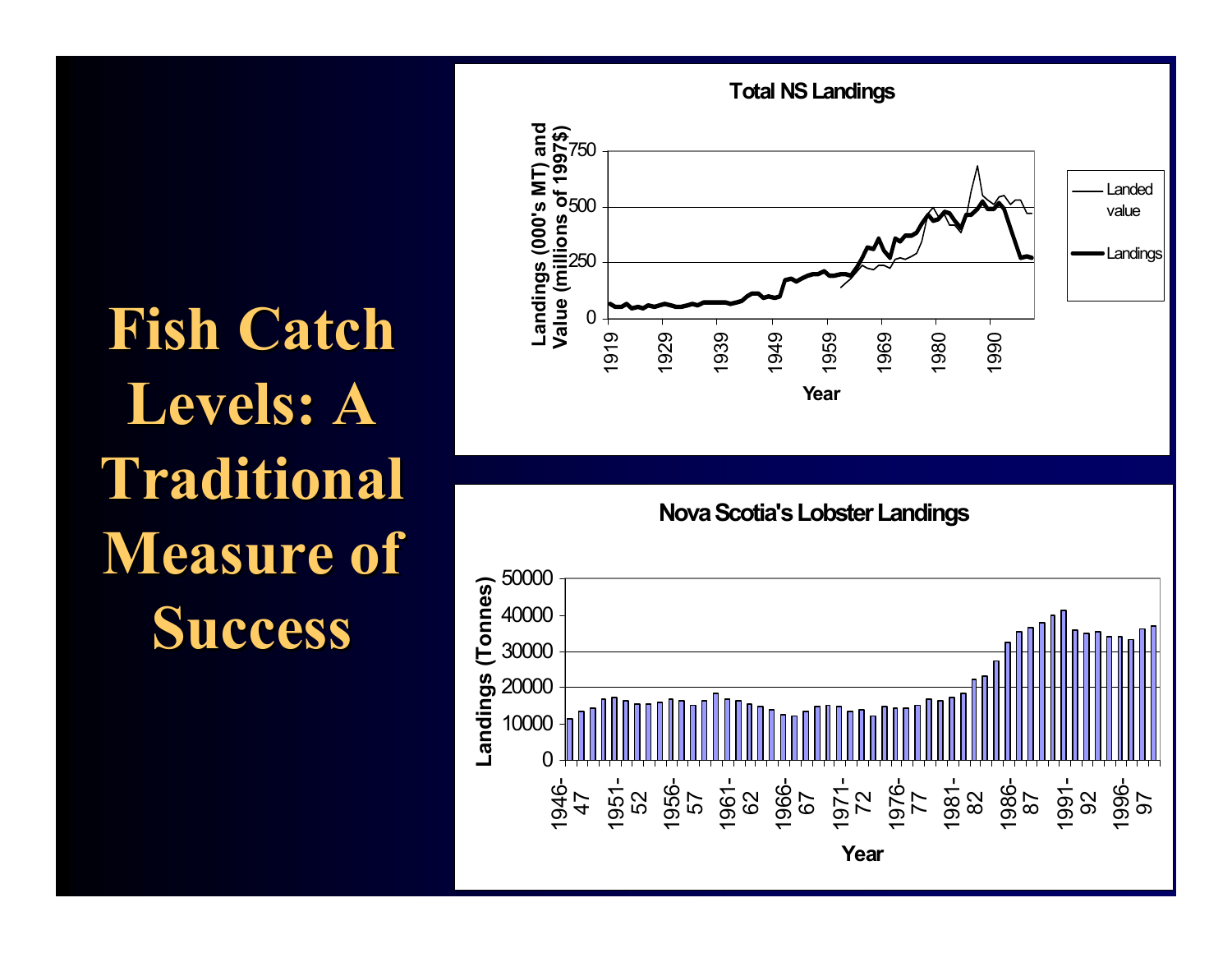# Fish Catch Levels: A Traditional Measure of Success

**Total NS Landings**

Landings (000's MT) and Value (millions of 1997$)

Year

Legend: Landed value; Landings

**Nova Scotia's Lobster Landings**

Landings (Tonnes)

Year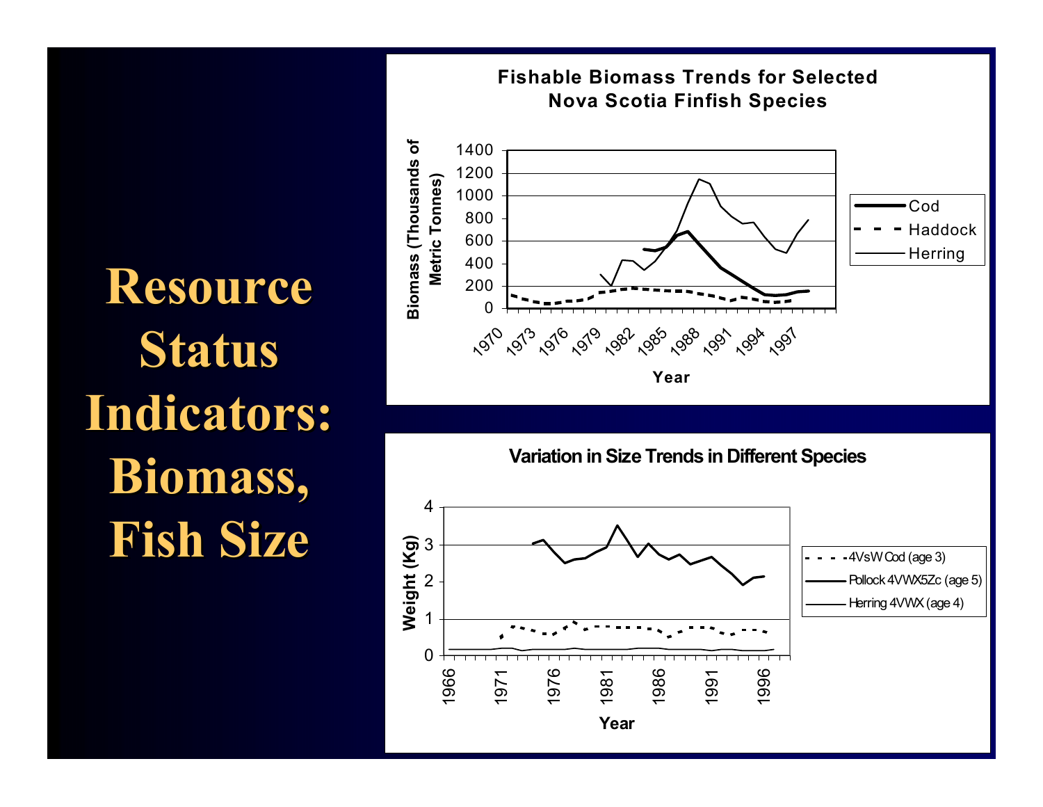# Resource Status Indicators: Biomass, Fish Size

**Fishable Biomass Trends for Selected Nova Scotia Finfish Species**

Biomass (Thousands of Metric Tonnes) vs. Year (1970–1997); series: Cod, Haddock, Herring

**Variation in Size Trends in Different Species**

Weight (Kg) vs. Year (1966–1996); series: 4VsW Cod (age 3), Pollock 4VWX5Zc (age 5), Herring 4VWX (age 4)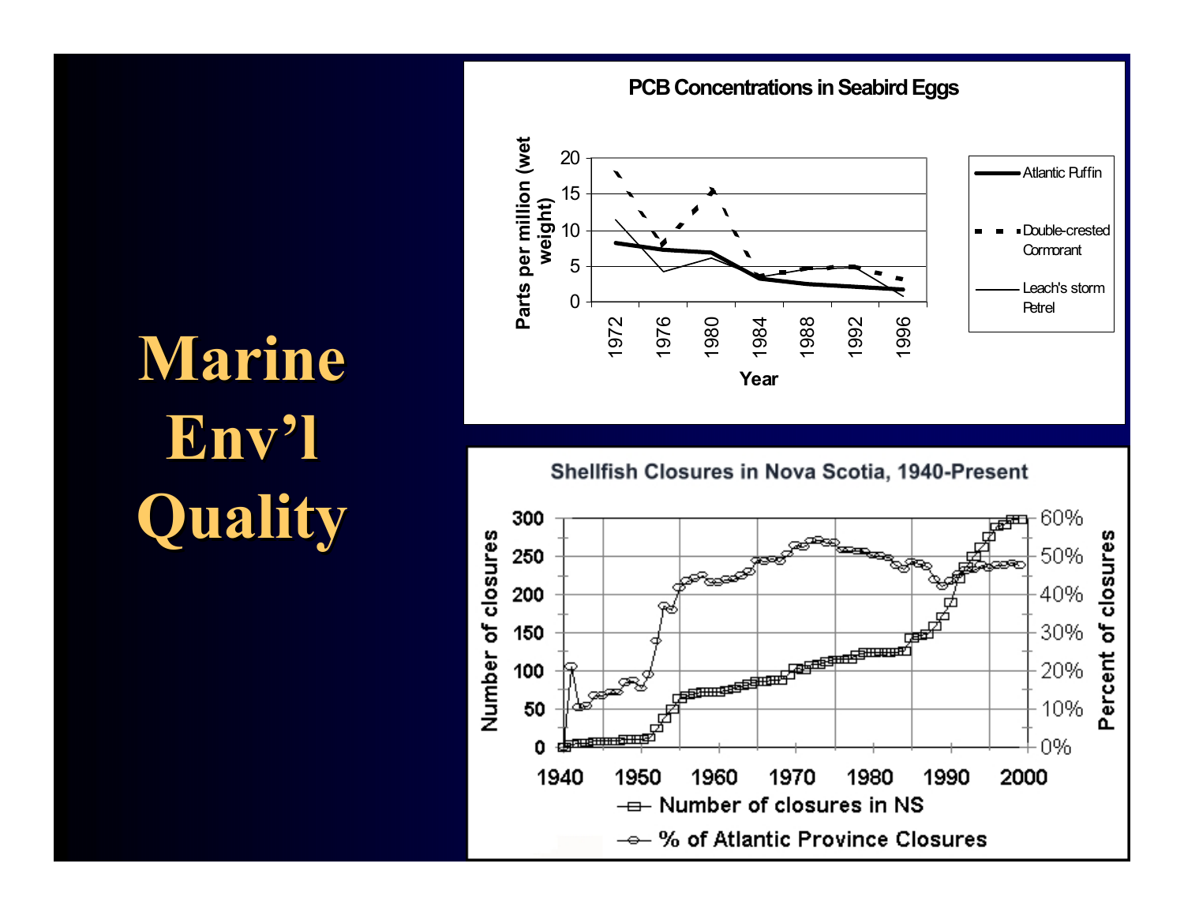# Marine Env'l Quality

**PCB Concentrations in Seabird Eggs**

Parts per million (wet weight) vs. Year (1972–1996)

- Atlantic Puffin
- Double-crested Cormorant
- Leach's storm Petrel

**Shellfish Closures in Nova Scotia, 1940-Present**

Number of closures / Percent of closures vs. year (1940–2000)

- Number of closures in NS
- % of Atlantic Province Closures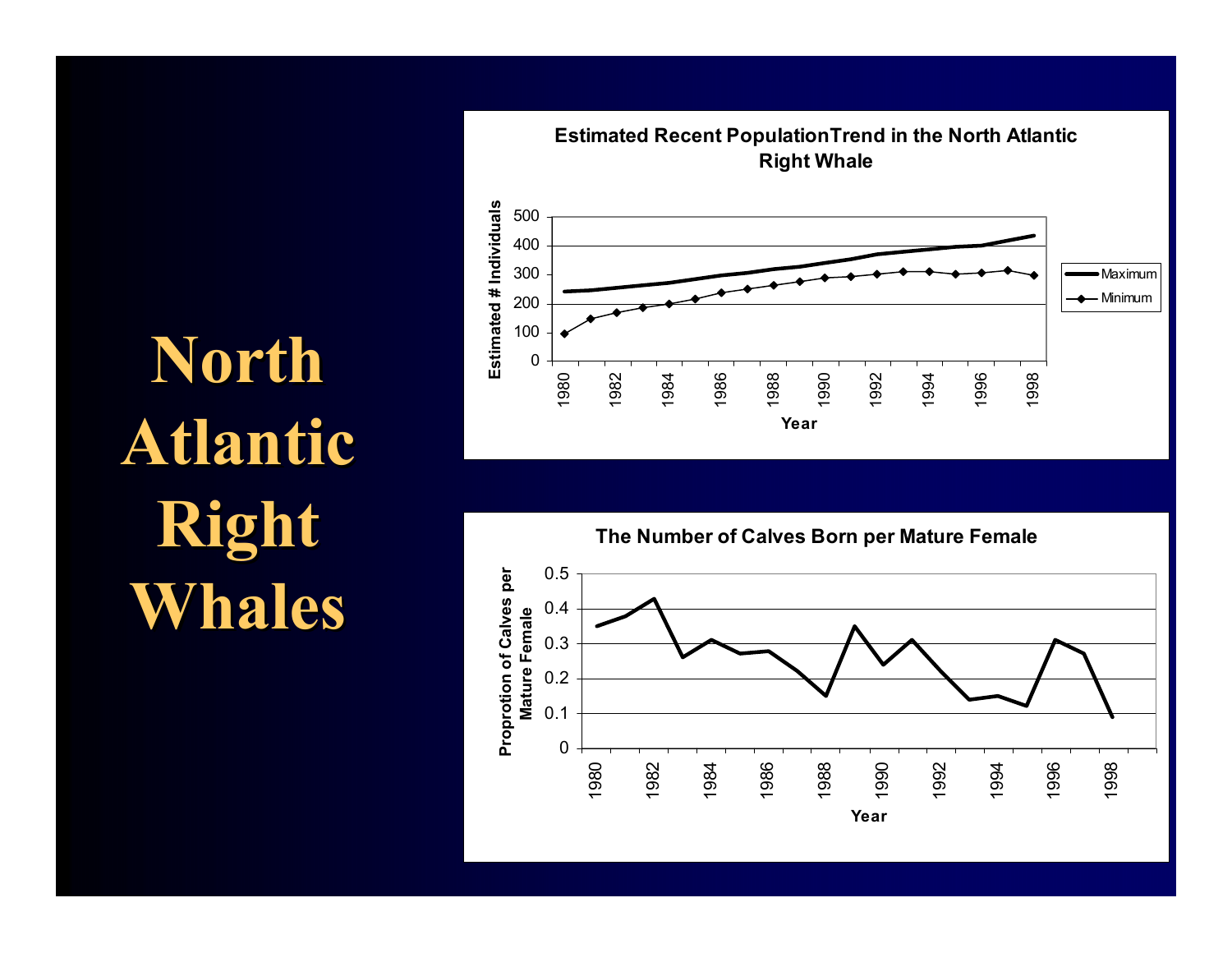# North Atlantic Right Whales

**Estimated Recent PopulationTrend in the North Atlantic Right Whale**

Estimated # Individuals

Year

- Maximum
- Minimum

**The Number of Calves Born per Mature Female**

Proprotion of Calves per Mature Female

Year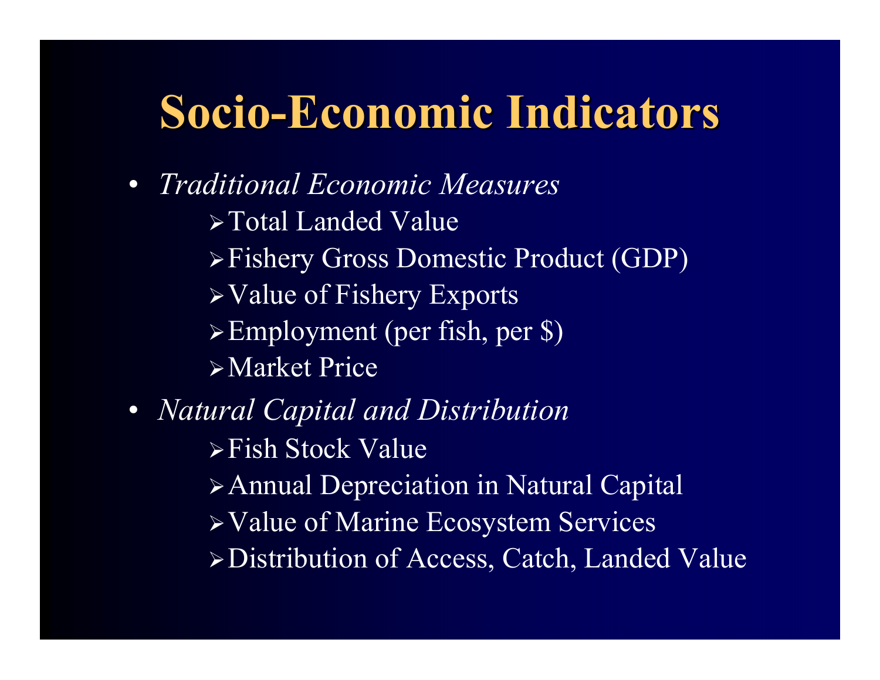# Socio-Economic Indicators

- *Traditional Economic Measures*
  - Total Landed Value
  - Fishery Gross Domestic Product (GDP)
  - Value of Fishery Exports
  - Employment (per fish, per $)
  - Market Price
- *Natural Capital and Distribution*
  - Fish Stock Value
  - Annual Depreciation in Natural Capital
  - Value of Marine Ecosystem Services
  - Distribution of Access, Catch, Landed Value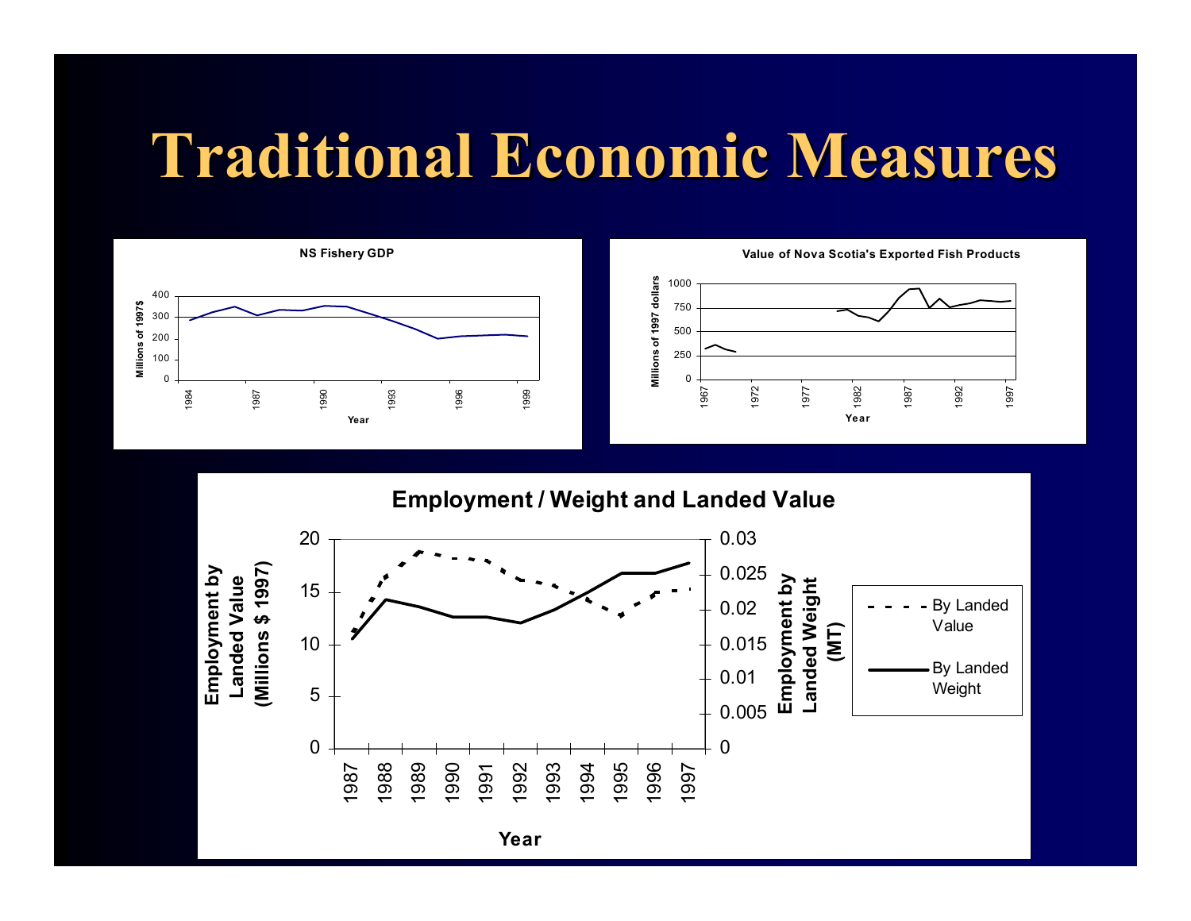# Traditional Economic Measures

**NS Fishery GDP**

Millions of 1997$

Year

**Value of Nova Scotia's Exported Fish Products**

Millions of 1997 dollars

Year

**Employment / Weight and Landed Value**

Employment by Landed Value (Millions $ 1997)

Employment by Landed Weight (MT)

Year

- By Landed Value
- By Landed Weight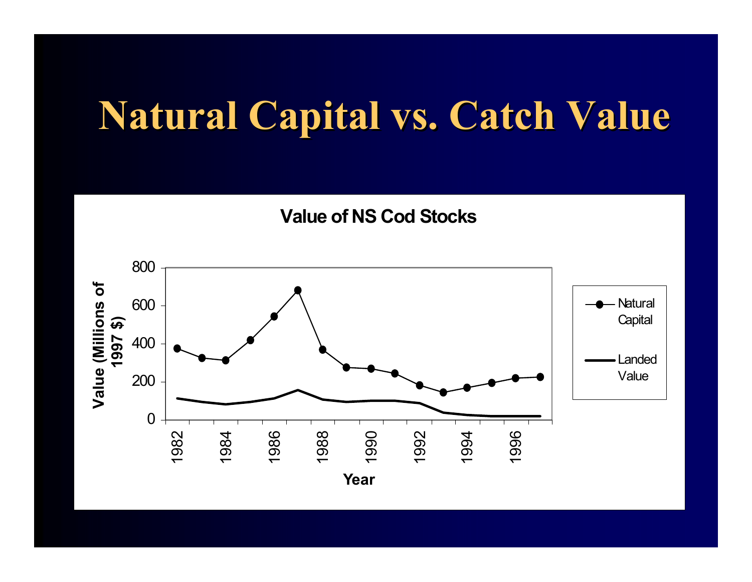# Natural Capital vs. Catch Value

**Value of NS Cod Stocks**

Value (Millions of 1997 $)

Year

Natural Capital

Landed Value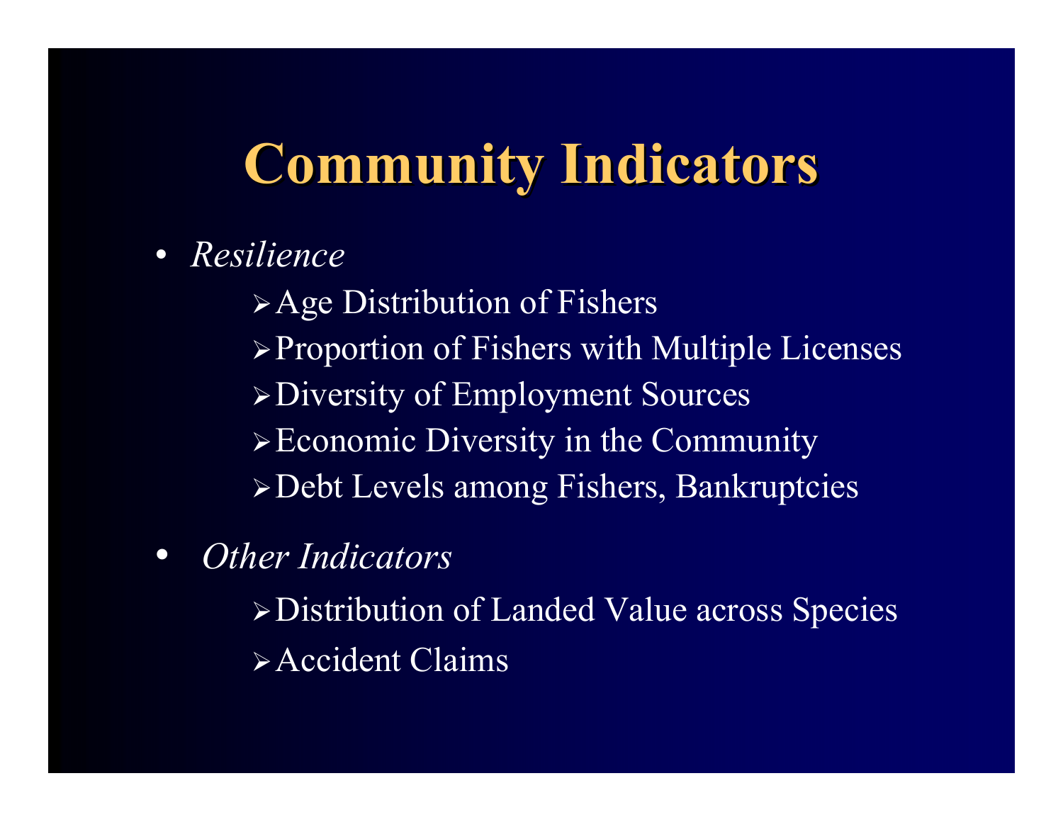# Community Indicators

- *Resilience*
  - Age Distribution of Fishers
  - Proportion of Fishers with Multiple Licenses
  - Diversity of Employment Sources
  - Economic Diversity in the Community
  - Debt Levels among Fishers, Bankruptcies
- *Other Indicators*
  - Distribution of Landed Value across Species
  - Accident Claims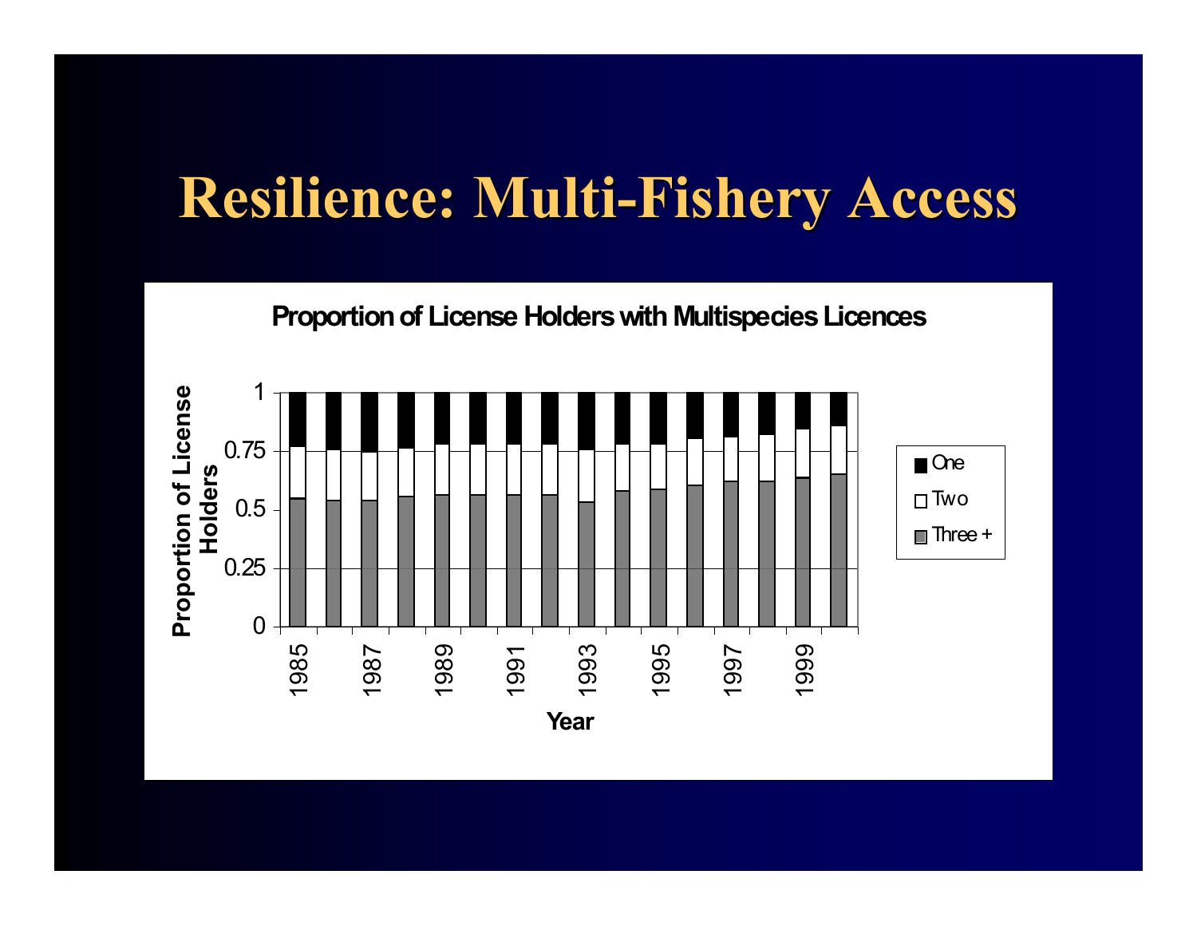# Resilience: Multi-Fishery Access

**Proportion of License Holders with Multispecies Licences**

Proportion of License Holders

1
0.75
0.5
0.25
0

1985 1987 1989 1991 1993 1995 1997 1999

Year

One
Two
Three +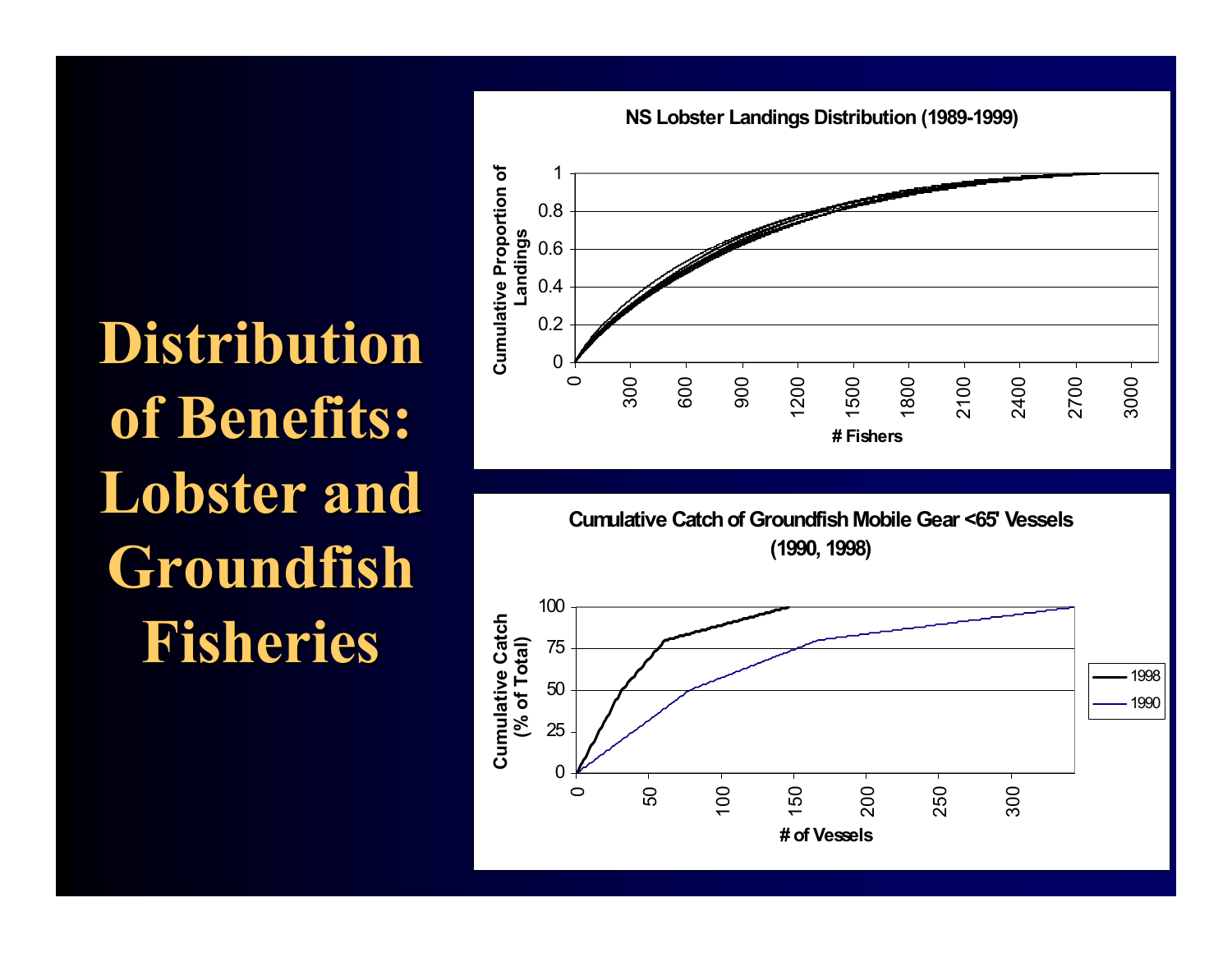# Distribution of Benefits: Lobster and Groundfish Fisheries

**NS Lobster Landings Distribution (1989-1999)**

Cumulative Proportion of Landings vs. # Fishers

**Cumulative Catch of Groundfish Mobile Gear <65' Vessels (1990, 1998)**

Cumulative Catch (% of Total) vs. # of Vessels

Legend: 1998, 1990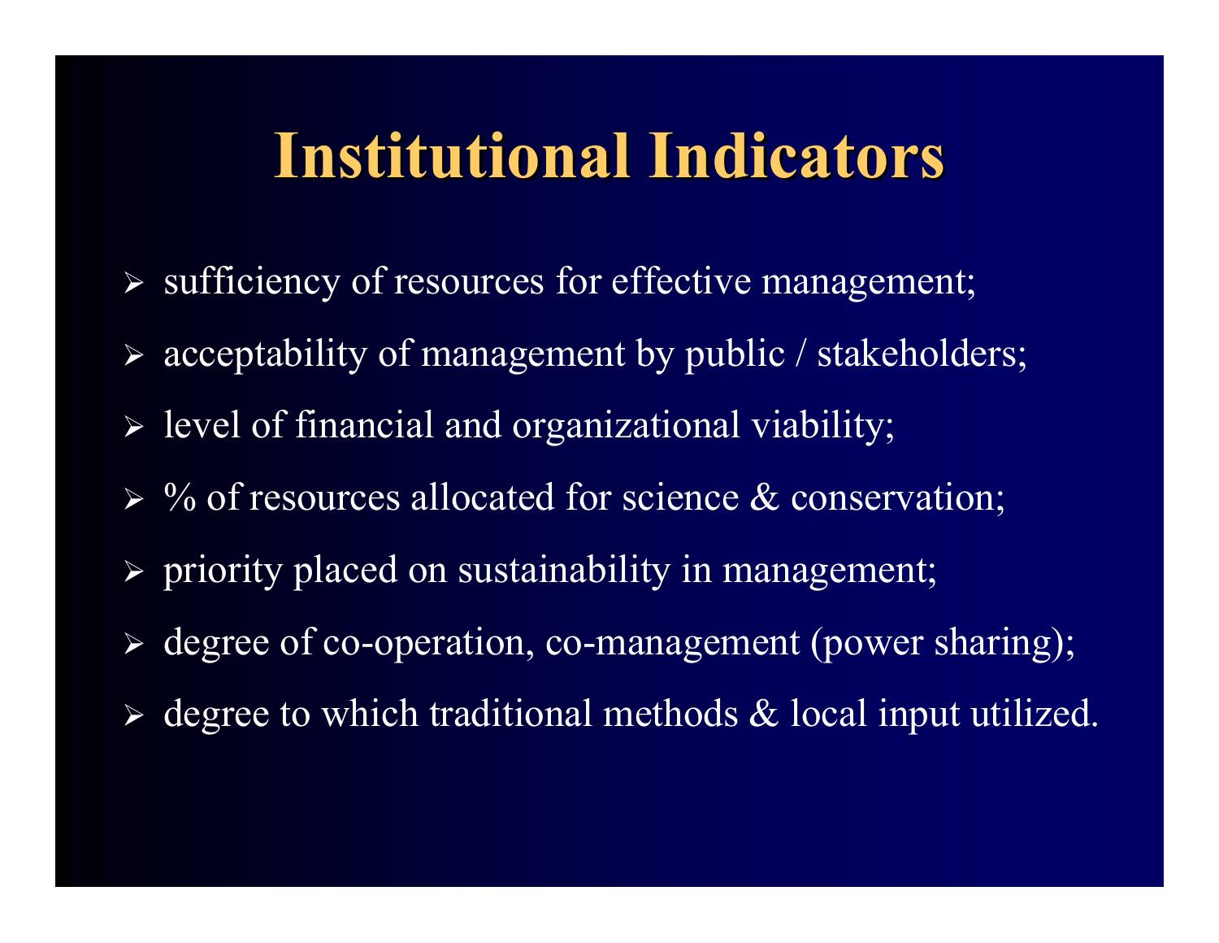# Institutional Indicators

- sufficiency of resources for effective management;
- acceptability of management by public / stakeholders;
- level of financial and organizational viability;
- % of resources allocated for science & conservation;
- priority placed on sustainability in management;
- degree of co-operation, co-management (power sharing);
- degree to which traditional methods & local input utilized.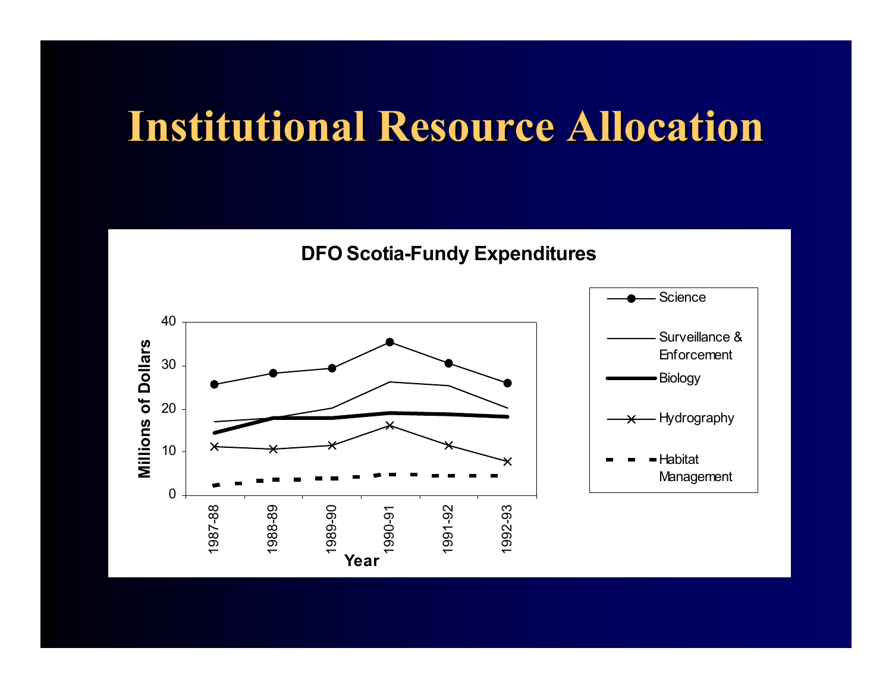# Institutional Resource Allocation

**DFO Scotia-Fundy Expenditures**

Millions of Dollars

40
30
20
10
0

1987-88 | 1988-89 | 1989-90 | 1990-91 | 1991-92 | 1992-93

Year

- Science
- Surveillance & Enforcement
- Biology
- Hydrography
- Habitat Management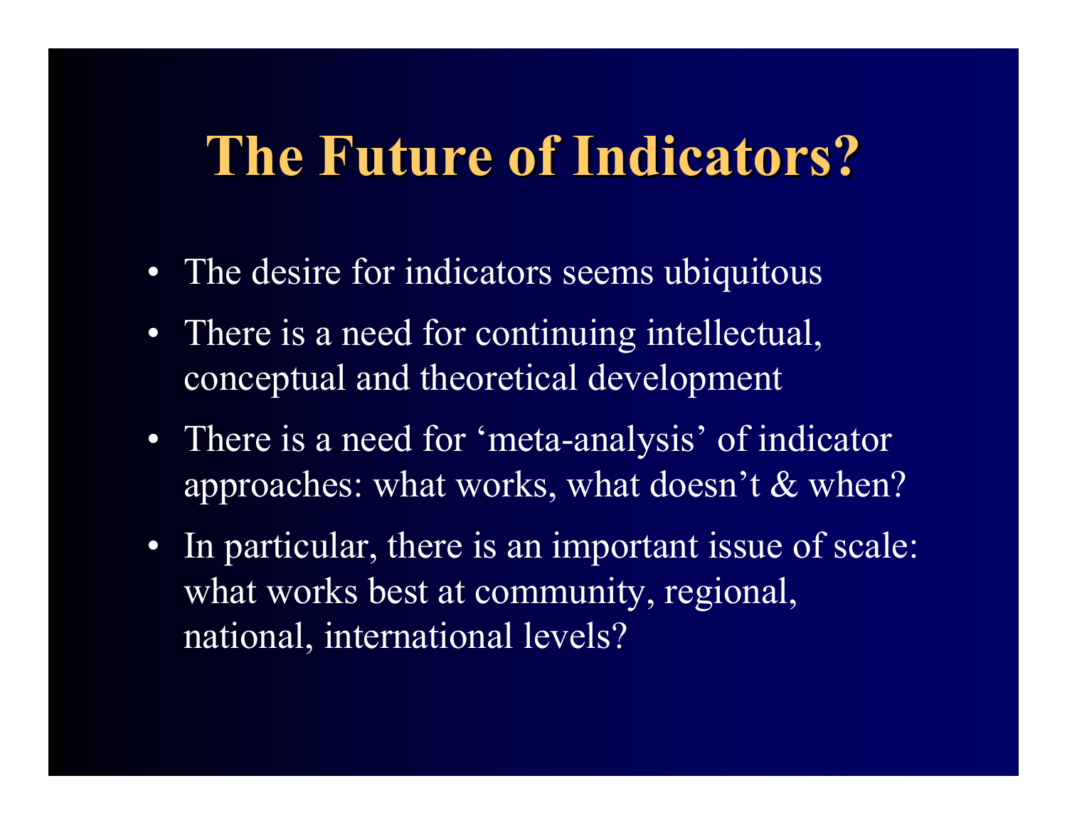# The Future of Indicators?

- The desire for indicators seems ubiquitous
- There is a need for continuing intellectual, conceptual and theoretical development
- There is a need for ‘meta-analysis’ of indicator approaches: what works, what doesn’t & when?
- In particular, there is an important issue of scale: what works best at community, regional, national, international levels?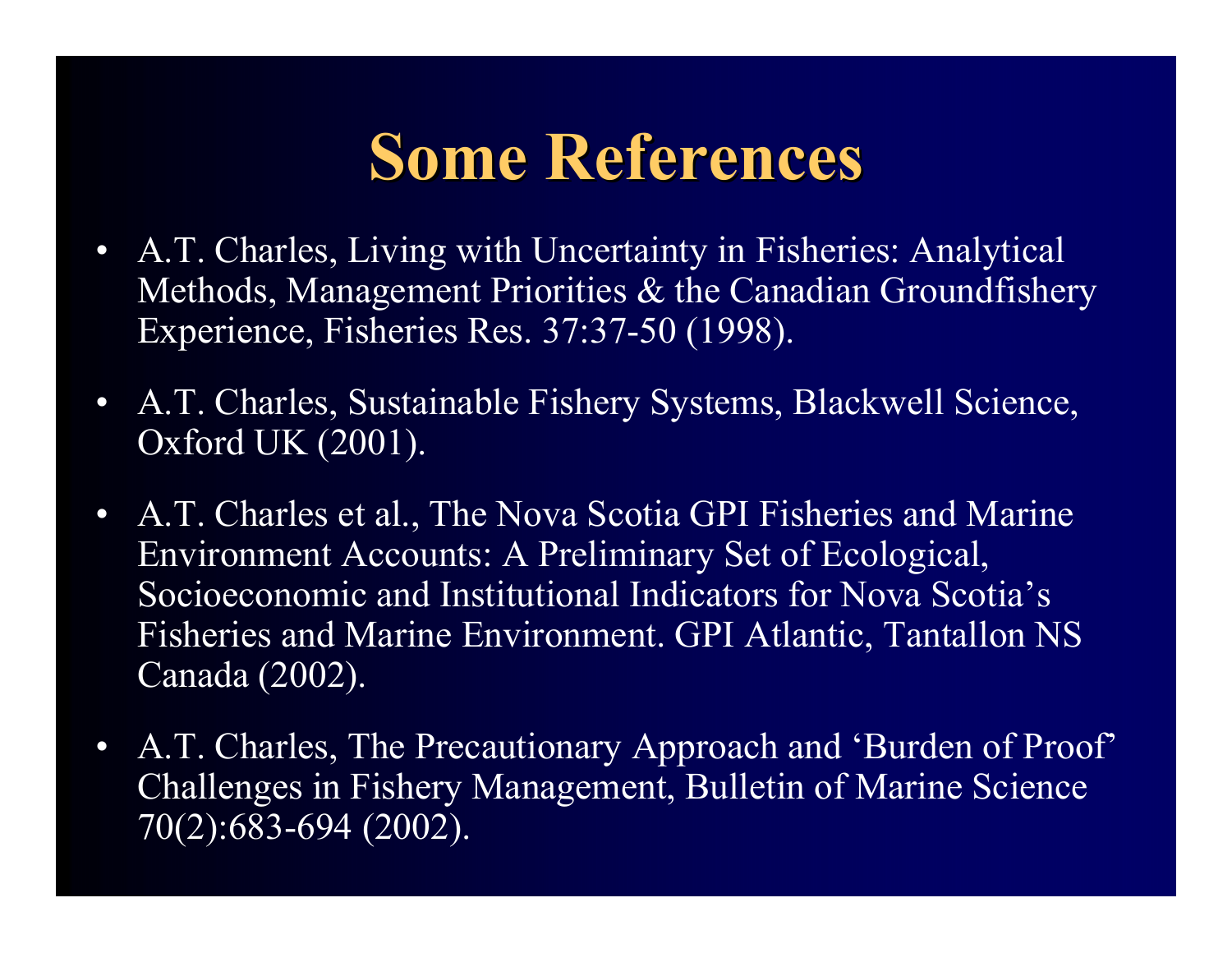# Some References

- A.T. Charles, Living with Uncertainty in Fisheries: Analytical Methods, Management Priorities & the Canadian Groundfishery Experience, Fisheries Res. 37:37-50 (1998).
- A.T. Charles, Sustainable Fishery Systems, Blackwell Science, Oxford UK (2001).
- A.T. Charles et al., The Nova Scotia GPI Fisheries and Marine Environment Accounts: A Preliminary Set of Ecological, Socioeconomic and Institutional Indicators for Nova Scotia's Fisheries and Marine Environment. GPI Atlantic, Tantallon NS Canada (2002).
- A.T. Charles, The Precautionary Approach and 'Burden of Proof' Challenges in Fishery Management, Bulletin of Marine Science 70(2):683-694 (2002).